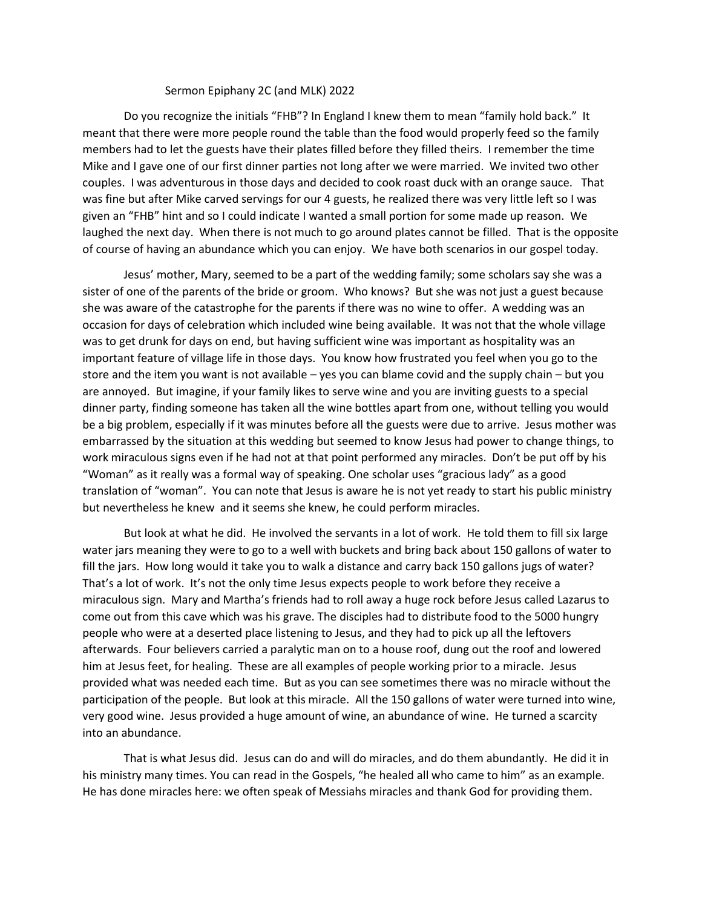# Sermon Epiphany 2C (and MLK) 2022

Do you recognize the initials "FHB"? In England I knew them to mean "family hold back." It meant that there were more people round the table than the food would properly feed so the family members had to let the guests have their plates filled before they filled theirs. I remember the time Mike and I gave one of our first dinner parties not long after we were married. We invited two other couples. I was adventurous in those days and decided to cook roast duck with an orange sauce. That was fine but after Mike carved servings for our 4 guests, he realized there was very little left so I was given an "FHB" hint and so I could indicate I wanted a small portion for some made up reason. We laughed the next day. When there is not much to go around plates cannot be filled. That is the opposite of course of having an abundance which you can enjoy. We have both scenarios in our gospel today.

Jesus' mother, Mary, seemed to be a part of the wedding family; some scholars say she was a sister of one of the parents of the bride or groom. Who knows? But she was not just a guest because she was aware of the catastrophe for the parents if there was no wine to offer. A wedding was an occasion for days of celebration which included wine being available. It was not that the whole village was to get drunk for days on end, but having sufficient wine was important as hospitality was an important feature of village life in those days. You know how frustrated you feel when you go to the store and the item you want is not available – yes you can blame covid and the supply chain – but you are annoyed. But imagine, if your family likes to serve wine and you are inviting guests to a special dinner party, finding someone has taken all the wine bottles apart from one, without telling you would be a big problem, especially if it was minutes before all the guests were due to arrive. Jesus mother was embarrassed by the situation at this wedding but seemed to know Jesus had power to change things, to work miraculous signs even if he had not at that point performed any miracles. Don't be put off by his "Woman" as it really was a formal way of speaking. One scholar uses "gracious lady" as a good translation of "woman". You can note that Jesus is aware he is not yet ready to start his public ministry but nevertheless he knew and it seems she knew, he could perform miracles.

But look at what he did. He involved the servants in a lot of work. He told them to fill six large water jars meaning they were to go to a well with buckets and bring back about 150 gallons of water to fill the jars. How long would it take you to walk a distance and carry back 150 gallons jugs of water? That's a lot of work. It's not the only time Jesus expects people to work before they receive a miraculous sign. Mary and Martha's friends had to roll away a huge rock before Jesus called Lazarus to come out from this cave which was his grave. The disciples had to distribute food to the 5000 hungry people who were at a deserted place listening to Jesus, and they had to pick up all the leftovers afterwards. Four believers carried a paralytic man on to a house roof, dung out the roof and lowered him at Jesus feet, for healing. These are all examples of people working prior to a miracle. Jesus provided what was needed each time. But as you can see sometimes there was no miracle without the participation of the people. But look at this miracle. All the 150 gallons of water were turned into wine, very good wine. Jesus provided a huge amount of wine, an abundance of wine. He turned a scarcity into an abundance.

That is what Jesus did. Jesus can do and will do miracles, and do them abundantly. He did it in his ministry many times. You can read in the Gospels, "he healed all who came to him" as an example. He has done miracles here: we often speak of Messiahs miracles and thank God for providing them.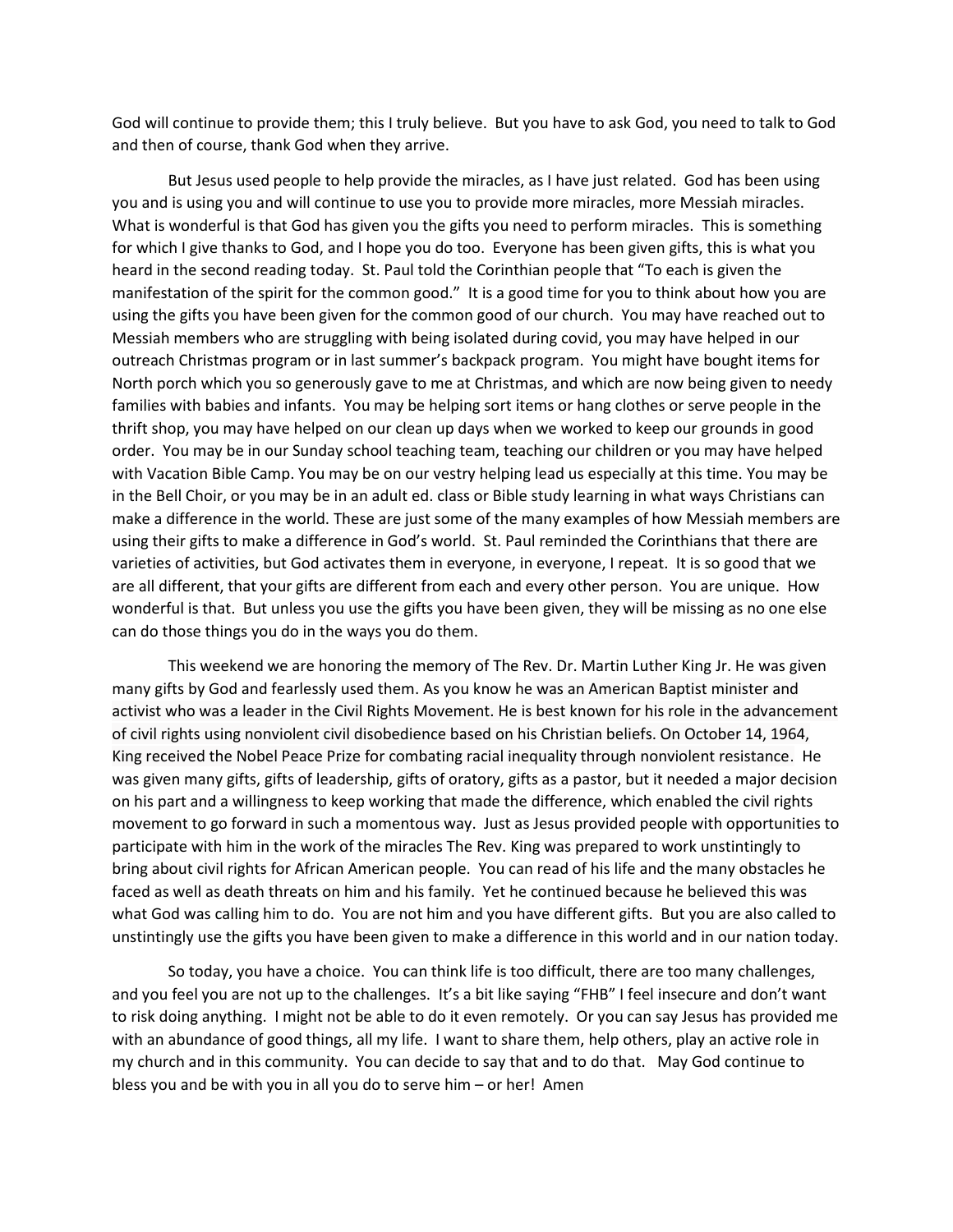God will continue to provide them; this I truly believe. But you have to ask God, you need to talk to God and then of course, thank God when they arrive.

But Jesus used people to help provide the miracles, as I have just related. God has been using you and is using you and will continue to use you to provide more miracles, more Messiah miracles. What is wonderful is that God has given you the gifts you need to perform miracles. This is something for which I give thanks to God, and I hope you do too. Everyone has been given gifts, this is what you heard in the second reading today. St. Paul told the Corinthian people that "To each is given the manifestation of the spirit for the common good." It is a good time for you to think about how you are using the gifts you have been given for the common good of our church. You may have reached out to Messiah members who are struggling with being isolated during covid, you may have helped in our outreach Christmas program or in last summer's backpack program. You might have bought items for North porch which you so generously gave to me at Christmas, and which are now being given to needy families with babies and infants. You may be helping sort items or hang clothes or serve people in the thrift shop, you may have helped on our clean up days when we worked to keep our grounds in good order. You may be in our Sunday school teaching team, teaching our children or you may have helped with Vacation Bible Camp. You may be on our vestry helping lead us especially at this time. You may be in the Bell Choir, or you may be in an adult ed. class or Bible study learning in what ways Christians can make a difference in the world. These are just some of the many examples of how Messiah members are using their gifts to make a difference in God's world. St. Paul reminded the Corinthians that there are varieties of activities, but God activates them in everyone, in everyone, I repeat. It is so good that we are all different, that your gifts are different from each and every other person. You are unique. How wonderful is that. But unless you use the gifts you have been given, they will be missing as no one else can do those things you do in the ways you do them.

This weekend we are honoring the memory of The Rev. Dr. Martin Luther King Jr. He was given many gifts by God and fearlessly used them. As you know he was an American Baptist minister and activist who was a leader in the Civil Rights Movement. He is best known for his role in the advancement of civil rights using nonviolent civil disobedience based on his Christian beliefs. On October 14, 1964, King received the Nobel Peace Prize for combating racial inequality through nonviolent resistance. He was given many gifts, gifts of leadership, gifts of oratory, gifts as a pastor, but it needed a major decision on his part and a willingness to keep working that made the difference, which enabled the civil rights movement to go forward in such a momentous way. Just as Jesus provided people with opportunities to participate with him in the work of the miracles The Rev. King was prepared to work unstintingly to bring about civil rights for African American people. You can read of his life and the many obstacles he faced as well as death threats on him and his family. Yet he continued because he believed this was what God was calling him to do. You are not him and you have different gifts. But you are also called to unstintingly use the gifts you have been given to make a difference in this world and in our nation today.

So today, you have a choice. You can think life is too difficult, there are too many challenges, and you feel you are not up to the challenges. It's a bit like saying "FHB" I feel insecure and don't want to risk doing anything. I might not be able to do it even remotely. Or you can say Jesus has provided me with an abundance of good things, all my life. I want to share them, help others, play an active role in my church and in this community. You can decide to say that and to do that. May God continue to bless you and be with you in all you do to serve him – or her! Amen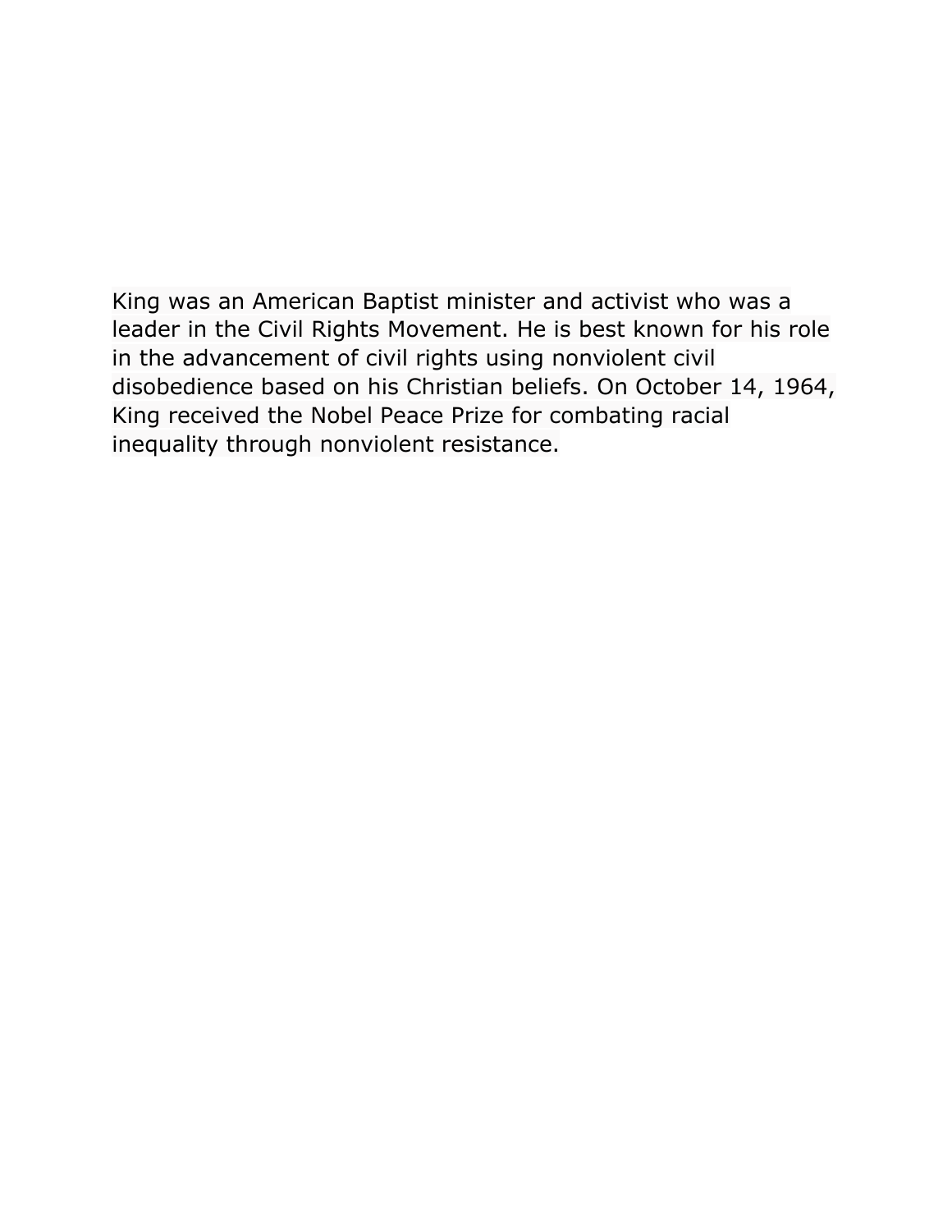King was an American Baptist minister and activist who was a leader in the Civil Rights Movement. He is best known for his role in the advancement of civil rights using nonviolent civil disobedience based on his Christian beliefs. On October 14, 1964, King received the Nobel Peace Prize for combating racial inequality through nonviolent resistance.